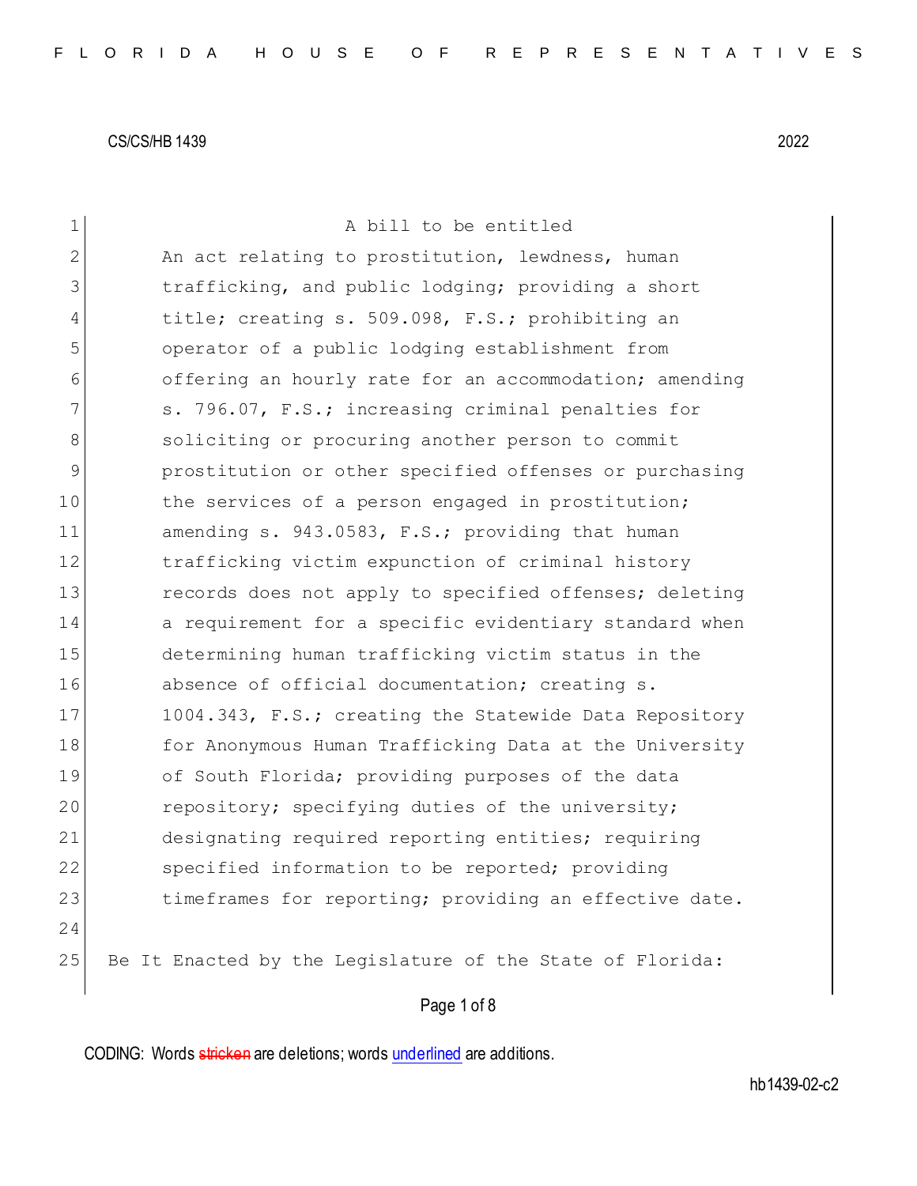CS/CS/HB 1439 2022

A bill to be entitled

An act relating to prostitution, lewdness, human trafficking, and public lodging; providing a short title; creating s. 509.098, F.S.; prohibiting an operator of a public lodging establishment from offering an hourly rate for an accommodation; amending s. 796.07, F.S.; increasing criminal penalties for soliciting or procuring another person to commit prostitution or other specified offenses or purchasing the services of a person engaged in prostitution; amending s. 943.0583, F.S.; providing that human trafficking victim expunction of criminal history records does not apply to specified offenses; deleting a requirement for a specific evidentiary standard when determining human trafficking victim status in the absence of official documentation; creating s. 1004.343, F.S.; creating the Statewide Data Repository for Anonymous Human Trafficking Data at the University of South Florida; providing purposes of the data repository; specifying duties of the university; designating required reporting entities; requiring specified information to be reported; providing timeframes for reporting; providing an effective date.

Be It Enacted by the Legislature of the State of Florida:

CODING: Words ~~stricken~~ are deletions; words underlined are additions.

hb1439-02-c2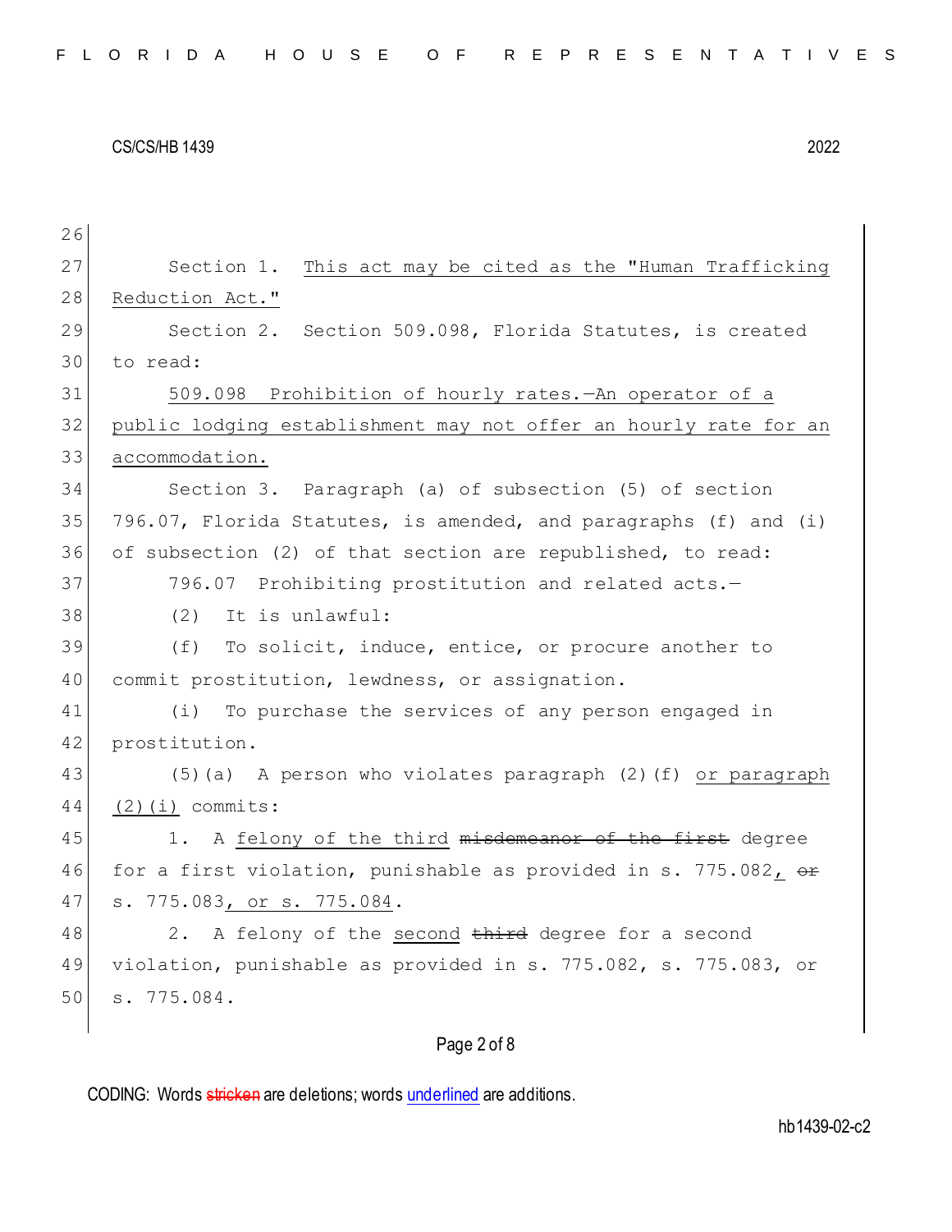Section 1. This act may be cited as the "Human Trafficking Reduction Act."

Section 2. Section 509.098, Florida Statutes, is created to read:

509.098 Prohibition of hourly rates.—An operator of a public lodging establishment may not offer an hourly rate for an accommodation.

Section 3. Paragraph (a) of subsection (5) of section 796.07, Florida Statutes, is amended, and paragraphs (f) and (i) of subsection (2) of that section are republished, to read:

796.07 Prohibiting prostitution and related acts.—

(2) It is unlawful:

(f) To solicit, induce, entice, or procure another to commit prostitution, lewdness, or assignation.

(i) To purchase the services of any person engaged in prostitution.

(5)(a) A person who violates paragraph (2)(f) or paragraph (2)(i) commits:

1. A felony of the third ~~misdemeanor of the first~~ degree for a first violation, punishable as provided in s. 775.082, ~~or~~ s. 775.083, or s. 775.084.

2. A felony of the second ~~third~~ degree for a second violation, punishable as provided in s. 775.082, s. 775.083, or s. 775.084.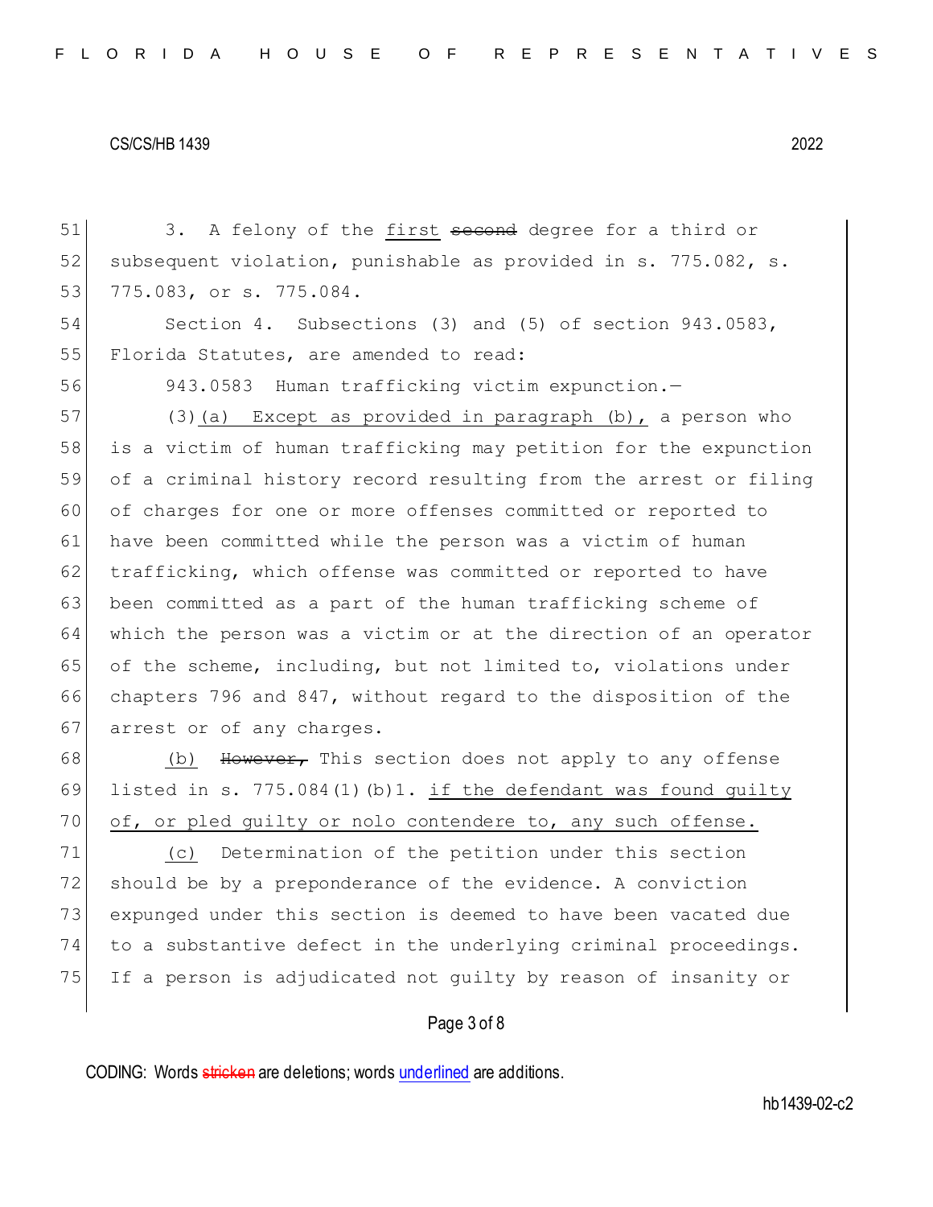3. A felony of the <u>first</u> ~~second~~ degree for a third or subsequent violation, punishable as provided in s. 775.082, s. 775.083, or s. 775.084.

Section 4. Subsections (3) and (5) of section 943.0583, Florida Statutes, are amended to read:

943.0583 Human trafficking victim expunction.—

(3)<u>(a) Except as provided in paragraph (b),</u> a person who is a victim of human trafficking may petition for the expunction of a criminal history record resulting from the arrest or filing of charges for one or more offenses committed or reported to have been committed while the person was a victim of human trafficking, which offense was committed or reported to have been committed as a part of the human trafficking scheme of which the person was a victim or at the direction of an operator of the scheme, including, but not limited to, violations under chapters 796 and 847, without regard to the disposition of the arrest or of any charges.

<u>(b)</u> ~~However,~~ This section does not apply to any offense listed in s. 775.084(1)(b)1. <u>if the defendant was found guilty of, or pled guilty or nolo contendere to, any such offense.</u>

<u>(c)</u> Determination of the petition under this section should be by a preponderance of the evidence. A conviction expunged under this section is deemed to have been vacated due to a substantive defect in the underlying criminal proceedings. If a person is adjudicated not guilty by reason of insanity or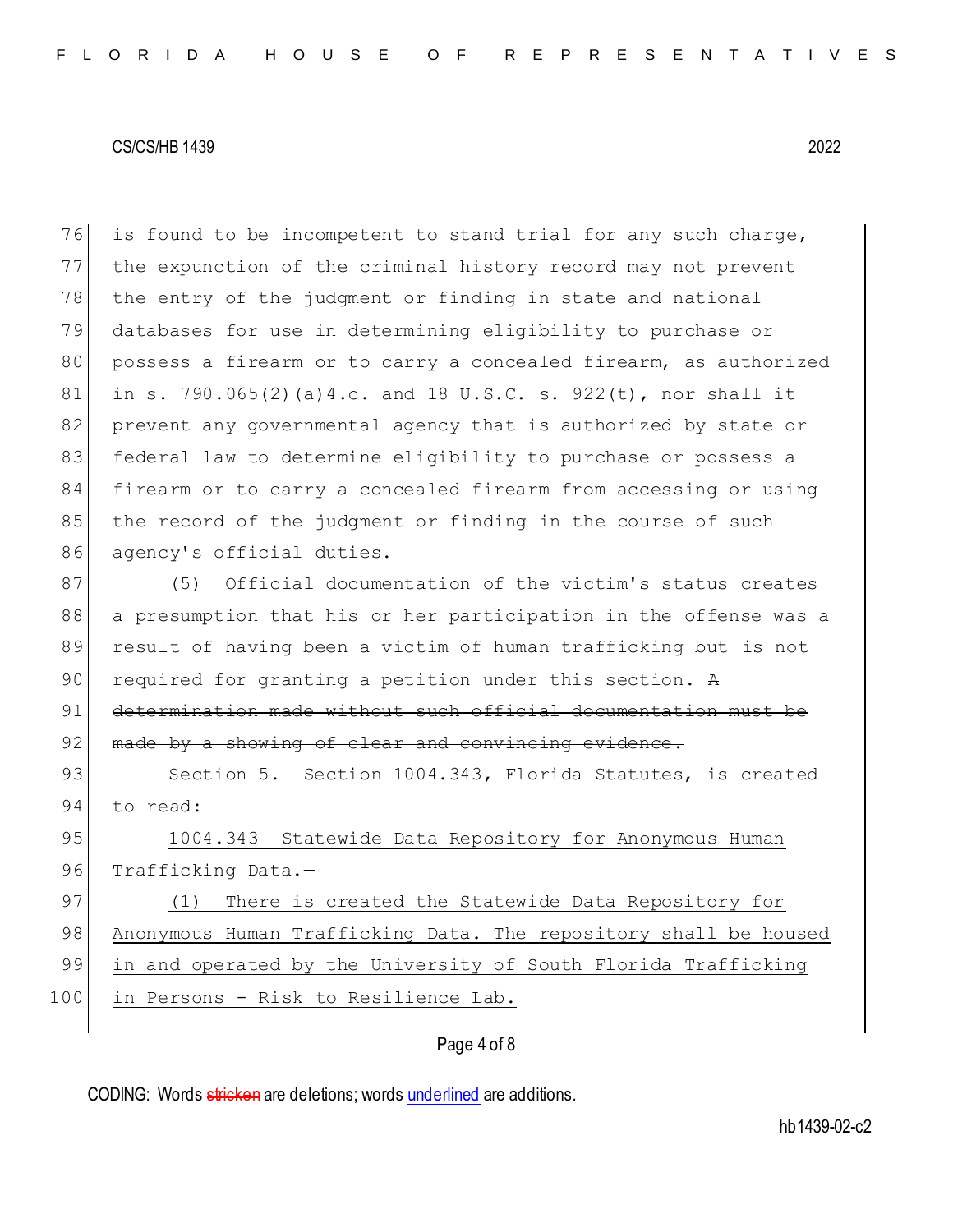is found to be incompetent to stand trial for any such charge, the expunction of the criminal history record may not prevent the entry of the judgment or finding in state and national databases for use in determining eligibility to purchase or possess a firearm or to carry a concealed firearm, as authorized in s. 790.065(2)(a)4.c. and 18 U.S.C. s. 922(t), nor shall it prevent any governmental agency that is authorized by state or federal law to determine eligibility to purchase or possess a firearm or to carry a concealed firearm from accessing or using the record of the judgment or finding in the course of such agency's official duties.

(5) Official documentation of the victim's status creates a presumption that his or her participation in the offense was a result of having been a victim of human trafficking but is not required for granting a petition under this section. ~~A determination made without such official documentation must be made by a showing of clear and convincing evidence.~~

Section 5. Section 1004.343, Florida Statutes, is created to read:

<u>1004.343 Statewide Data Repository for Anonymous Human Trafficking Data.—</u>

<u>(1) There is created the Statewide Data Repository for Anonymous Human Trafficking Data. The repository shall be housed in and operated by the University of South Florida Trafficking in Persons - Risk to Resilience Lab.</u>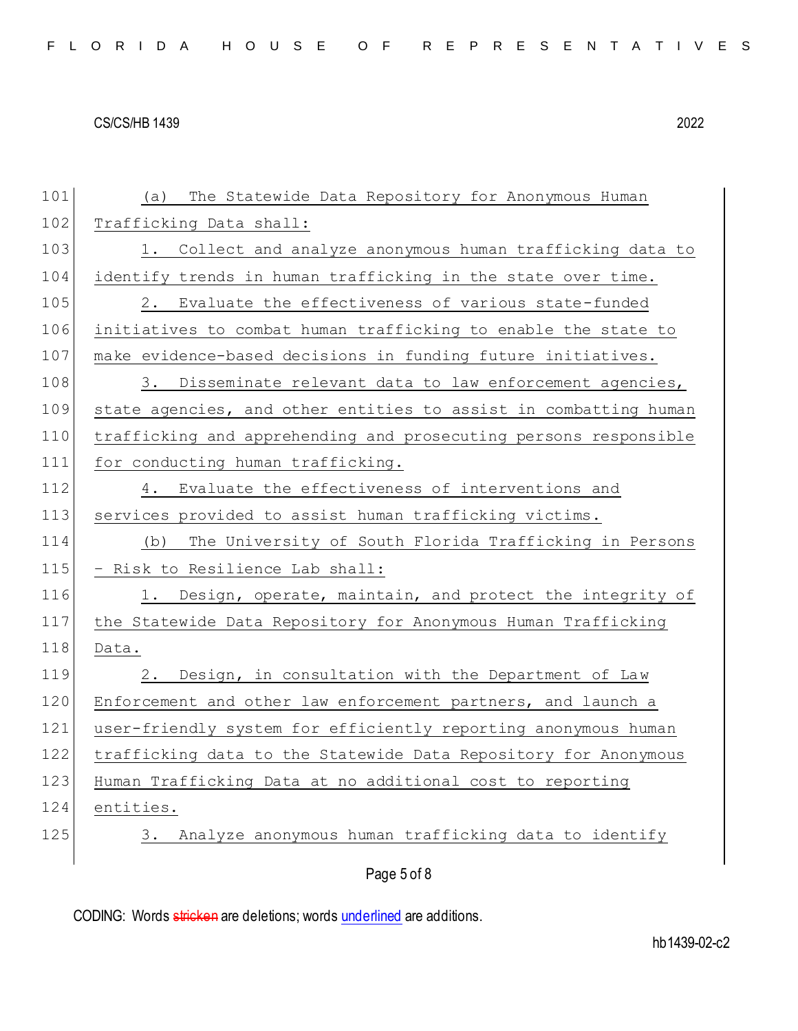(a) The Statewide Data Repository for Anonymous Human Trafficking Data shall:

1. Collect and analyze anonymous human trafficking data to identify trends in human trafficking in the state over time.

2. Evaluate the effectiveness of various state-funded initiatives to combat human trafficking to enable the state to make evidence-based decisions in funding future initiatives.

3. Disseminate relevant data to law enforcement agencies, state agencies, and other entities to assist in combatting human trafficking and apprehending and prosecuting persons responsible for conducting human trafficking.

4. Evaluate the effectiveness of interventions and services provided to assist human trafficking victims.

(b) The University of South Florida Trafficking in Persons - Risk to Resilience Lab shall:

1. Design, operate, maintain, and protect the integrity of the Statewide Data Repository for Anonymous Human Trafficking Data.

2. Design, in consultation with the Department of Law Enforcement and other law enforcement partners, and launch a user-friendly system for efficiently reporting anonymous human trafficking data to the Statewide Data Repository for Anonymous Human Trafficking Data at no additional cost to reporting entities.

3. Analyze anonymous human trafficking data to identify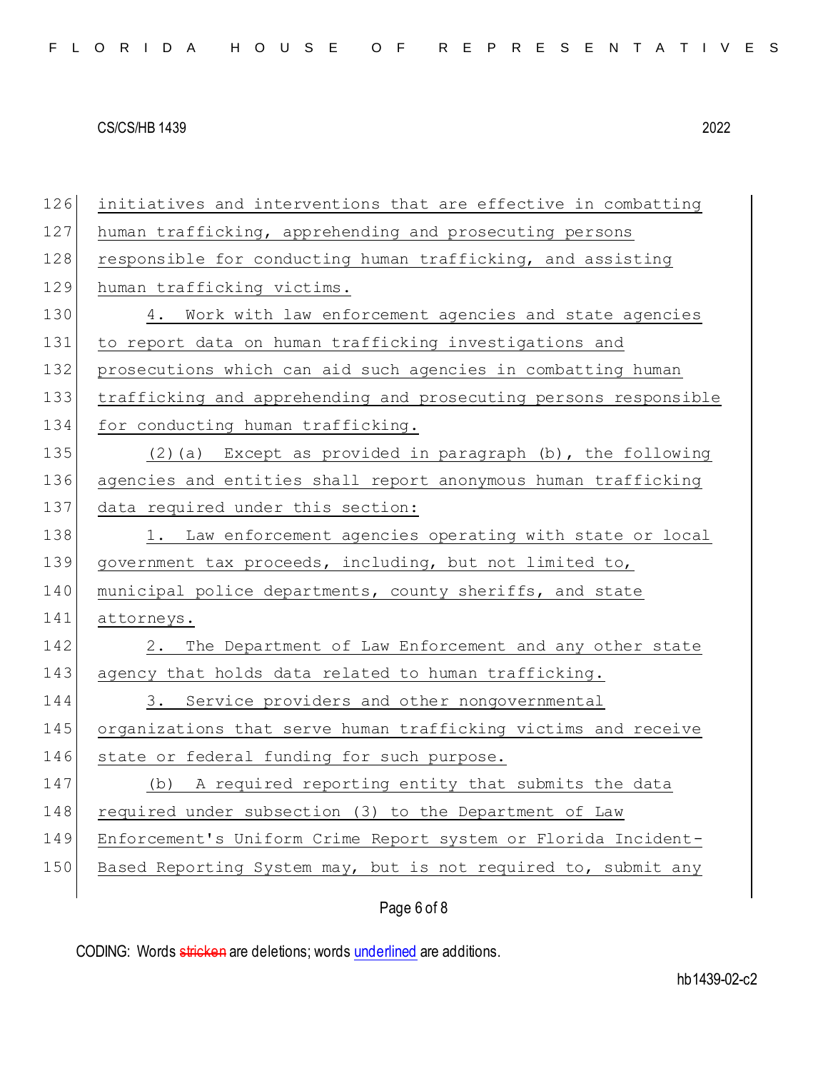126 initiatives and interventions that are effective in combatting
127 human trafficking, apprehending and prosecuting persons
128 responsible for conducting human trafficking, and assisting
129 human trafficking victims.

130 4. Work with law enforcement agencies and state agencies
131 to report data on human trafficking investigations and
132 prosecutions which can aid such agencies in combatting human
133 trafficking and apprehending and prosecuting persons responsible
134 for conducting human trafficking.

135 (2)(a) Except as provided in paragraph (b), the following
136 agencies and entities shall report anonymous human trafficking
137 data required under this section:

138 1. Law enforcement agencies operating with state or local
139 government tax proceeds, including, but not limited to,
140 municipal police departments, county sheriffs, and state
141 attorneys.

142 2. The Department of Law Enforcement and any other state
143 agency that holds data related to human trafficking.

144 3. Service providers and other nongovernmental
145 organizations that serve human trafficking victims and receive
146 state or federal funding for such purpose.

147 (b) A required reporting entity that submits the data
148 required under subsection (3) to the Department of Law
149 Enforcement's Uniform Crime Report system or Florida Incident-
150 Based Reporting System may, but is not required to, submit any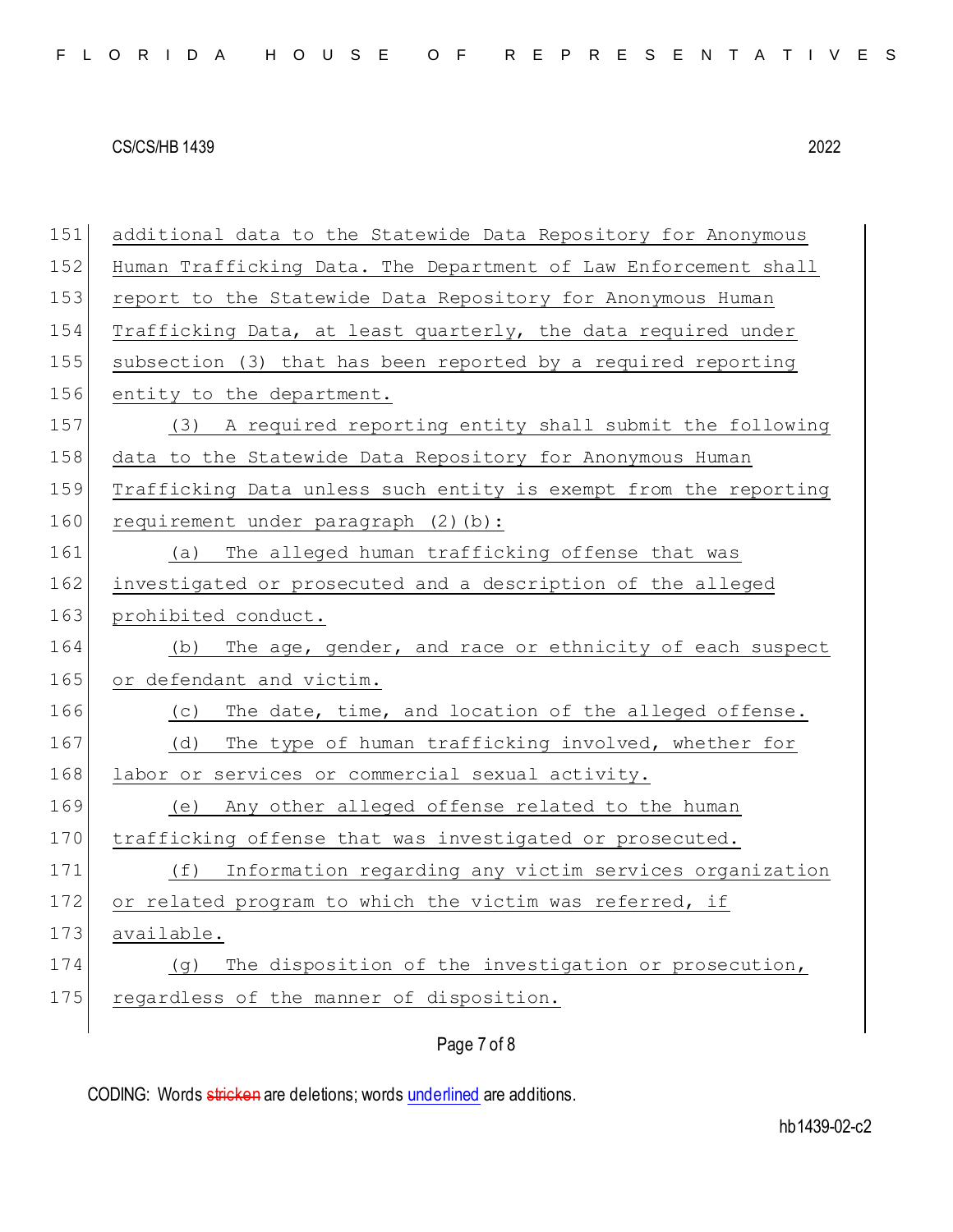additional data to the Statewide Data Repository for Anonymous Human Trafficking Data. The Department of Law Enforcement shall report to the Statewide Data Repository for Anonymous Human Trafficking Data, at least quarterly, the data required under subsection (3) that has been reported by a required reporting entity to the department.

(3) A required reporting entity shall submit the following data to the Statewide Data Repository for Anonymous Human Trafficking Data unless such entity is exempt from the reporting requirement under paragraph (2)(b):

(a) The alleged human trafficking offense that was investigated or prosecuted and a description of the alleged prohibited conduct.

(b) The age, gender, and race or ethnicity of each suspect or defendant and victim.

(c) The date, time, and location of the alleged offense.

(d) The type of human trafficking involved, whether for labor or services or commercial sexual activity.

(e) Any other alleged offense related to the human trafficking offense that was investigated or prosecuted.

(f) Information regarding any victim services organization or related program to which the victim was referred, if available.

(g) The disposition of the investigation or prosecution, regardless of the manner of disposition.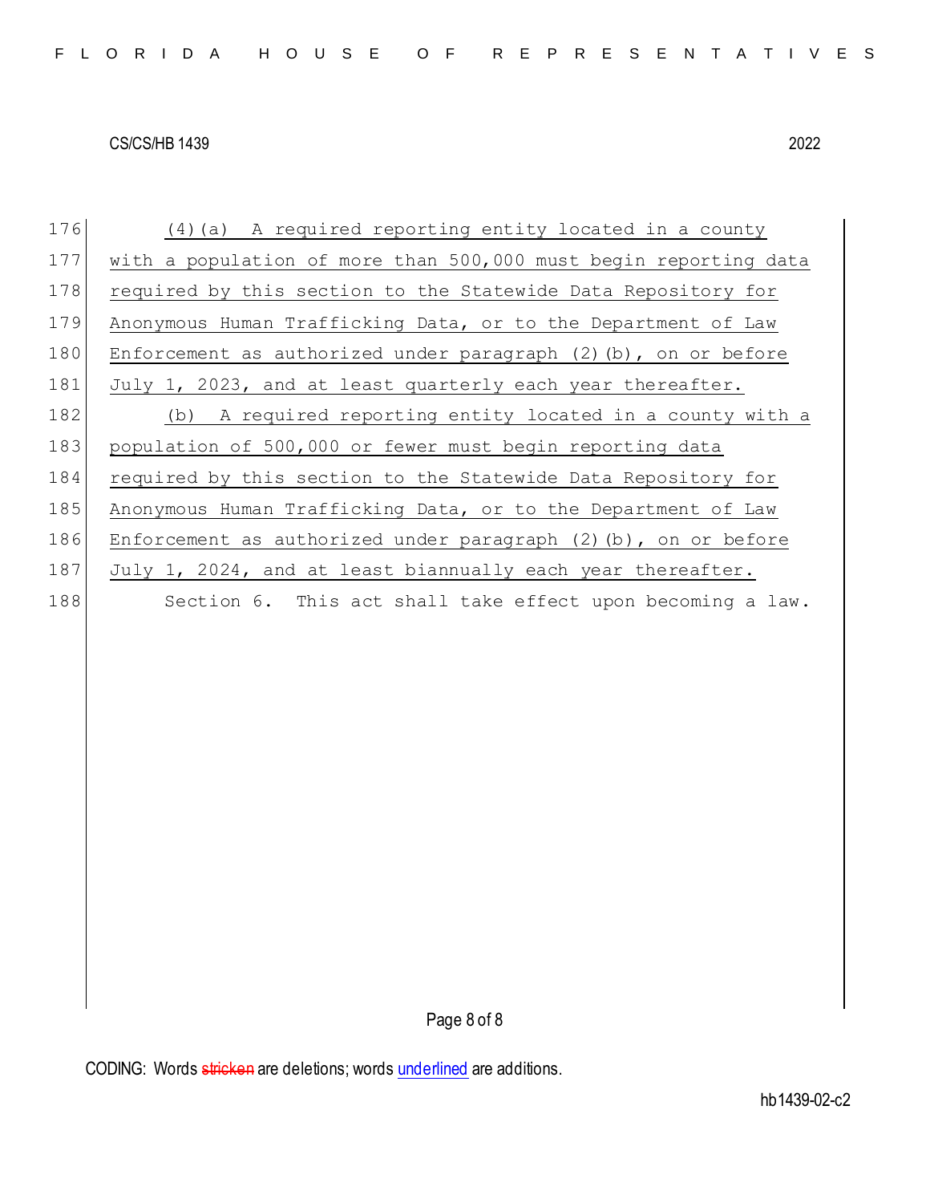(4)(a) A required reporting entity located in a county with a population of more than 500,000 must begin reporting data required by this section to the Statewide Data Repository for Anonymous Human Trafficking Data, or to the Department of Law Enforcement as authorized under paragraph (2)(b), on or before July 1, 2023, and at least quarterly each year thereafter.

(b) A required reporting entity located in a county with a population of 500,000 or fewer must begin reporting data required by this section to the Statewide Data Repository for Anonymous Human Trafficking Data, or to the Department of Law Enforcement as authorized under paragraph (2)(b), on or before July 1, 2024, and at least biannually each year thereafter.

Section 6. This act shall take effect upon becoming a law.